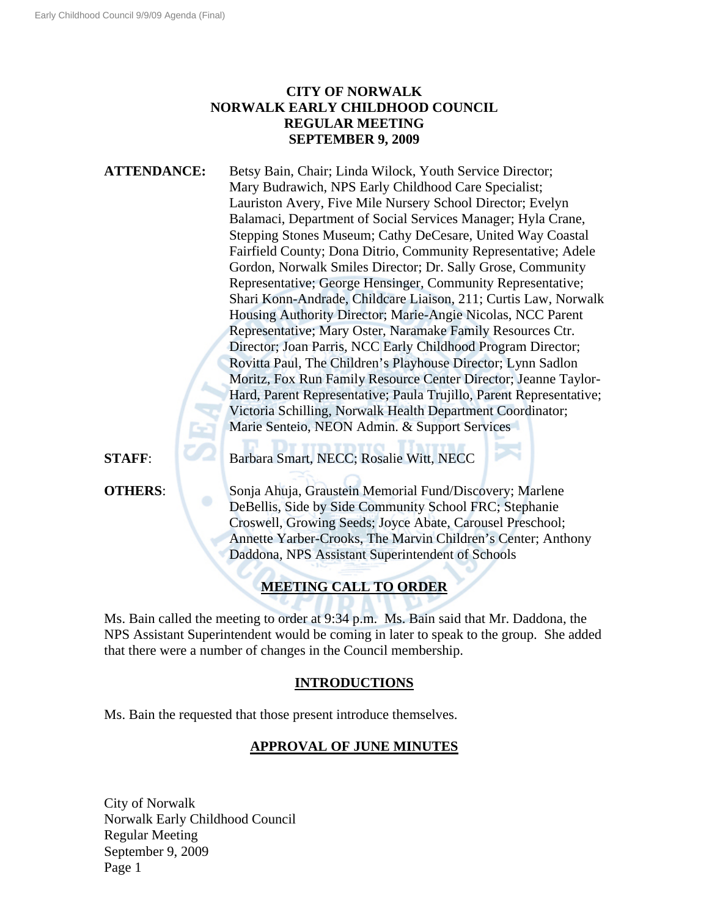# CITY OF NORWALK
# NORWALK EARLY CHILDHOOD COUNCIL
# REGULAR MEETING
# SEPTEMBER 9, 2009

**ATTENDANCE:** Betsy Bain, Chair; Linda Wilock, Youth Service Director; Mary Budrawich, NPS Early Childhood Care Specialist; Lauriston Avery, Five Mile Nursery School Director; Evelyn Balamaci, Department of Social Services Manager; Hyla Crane, Stepping Stones Museum; Cathy DeCesare, United Way Coastal Fairfield County; Dona Ditrio, Community Representative; Adele Gordon, Norwalk Smiles Director; Dr. Sally Grose, Community Representative; George Hensinger, Community Representative; Shari Konn-Andrade, Childcare Liaison, 211; Curtis Law, Norwalk Housing Authority Director; Marie-Angie Nicolas, NCC Parent Representative; Mary Oster, Naramake Family Resources Ctr. Director; Joan Parris, NCC Early Childhood Program Director; Rovitta Paul, The Children's Playhouse Director; Lynn Sadlon Moritz, Fox Run Family Resource Center Director; Jeanne Taylor-Hard, Parent Representative; Paula Trujillo, Parent Representative; Victoria Schilling, Norwalk Health Department Coordinator; Marie Senteio, NEON Admin. & Support Services

**STAFF**: Barbara Smart, NECC; Rosalie Witt, NECC

**OTHERS**: Sonja Ahuja, Graustein Memorial Fund/Discovery; Marlene DeBellis, Side by Side Community School FRC; Stephanie Croswell, Growing Seeds; Joyce Abate, Carousel Preschool; Annette Yarber-Crooks, The Marvin Children's Center; Anthony Daddona, NPS Assistant Superintendent of Schools

## MEETING CALL TO ORDER

Ms. Bain called the meeting to order at 9:34 p.m. Ms. Bain said that Mr. Daddona, the NPS Assistant Superintendent would be coming in later to speak to the group. She added that there were a number of changes in the Council membership.

## INTRODUCTIONS

Ms. Bain the requested that those present introduce themselves.

## APPROVAL OF JUNE MINUTES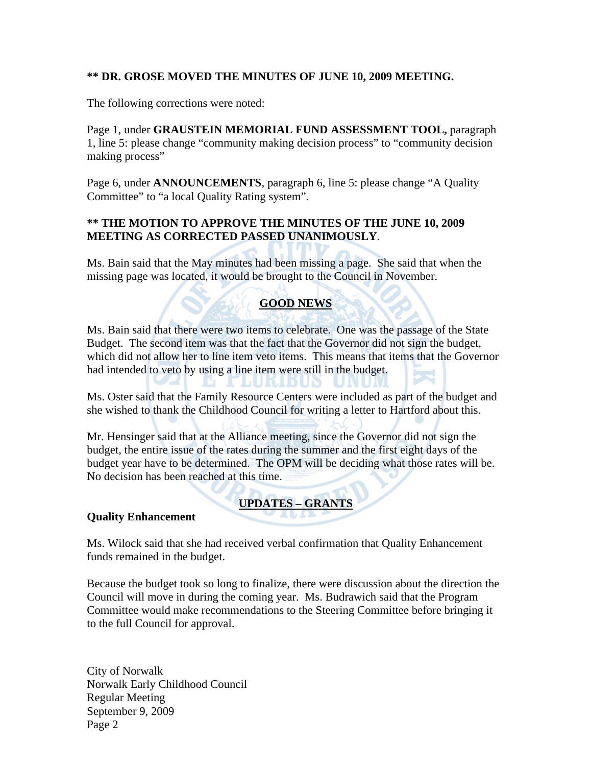**\*\* DR. GROSE MOVED THE MINUTES OF JUNE 10, 2009 MEETING.**

The following corrections were noted:

Page 1, under **GRAUSTEIN MEMORIAL FUND ASSESSMENT TOOL,** paragraph 1, line 5: please change "community making decision process" to "community decision making process"

Page 6, under **ANNOUNCEMENTS**, paragraph 6, line 5: please change "A Quality Committee" to "a local Quality Rating system".

**\*\* THE MOTION TO APPROVE THE MINUTES OF THE JUNE 10, 2009 MEETING AS CORRECTED PASSED UNANIMOUSLY**.

Ms. Bain said that the May minutes had been missing a page. She said that when the missing page was located, it would be brought to the Council in November.

## GOOD NEWS

Ms. Bain said that there were two items to celebrate. One was the passage of the State Budget. The second item was that the fact that the Governor did not sign the budget, which did not allow her to line item veto items. This means that items that the Governor had intended to veto by using a line item were still in the budget.

Ms. Oster said that the Family Resource Centers were included as part of the budget and she wished to thank the Childhood Council for writing a letter to Hartford about this.

Mr. Hensinger said that at the Alliance meeting, since the Governor did not sign the budget, the entire issue of the rates during the summer and the first eight days of the budget year have to be determined. The OPM will be deciding what those rates will be. No decision has been reached at this time.

## UPDATES – GRANTS

**Quality Enhancement**

Ms. Wilock said that she had received verbal confirmation that Quality Enhancement funds remained in the budget.

Because the budget took so long to finalize, there were discussion about the direction the Council will move in during the coming year. Ms. Budrawich said that the Program Committee would make recommendations to the Steering Committee before bringing it to the full Council for approval.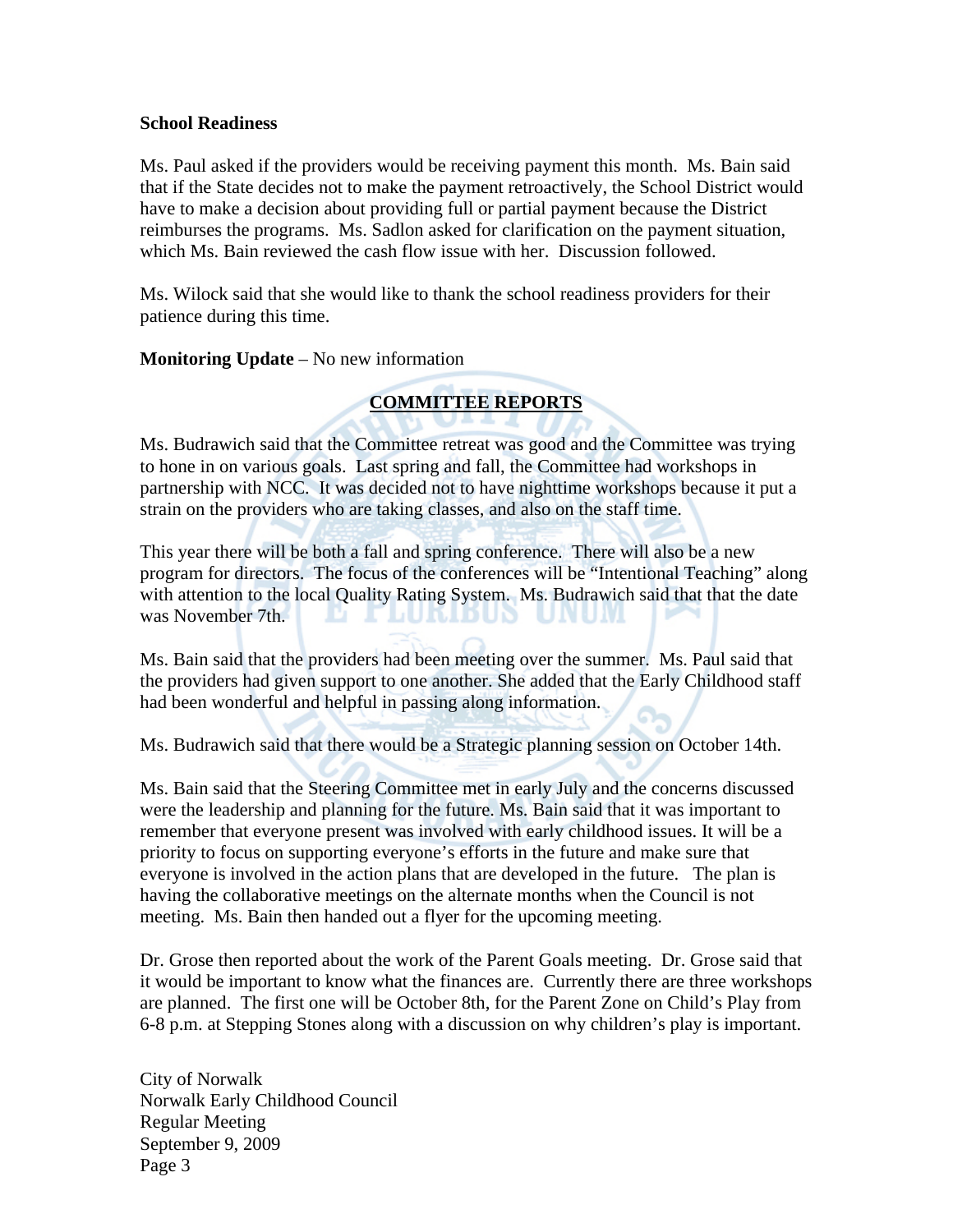**School Readiness**

Ms. Paul asked if the providers would be receiving payment this month. Ms. Bain said that if the State decides not to make the payment retroactively, the School District would have to make a decision about providing full or partial payment because the District reimburses the programs. Ms. Sadlon asked for clarification on the payment situation, which Ms. Bain reviewed the cash flow issue with her. Discussion followed.

Ms. Wilock said that she would like to thank the school readiness providers for their patience during this time.

**Monitoring Update** – No new information

## COMMITTEE REPORTS

Ms. Budrawich said that the Committee retreat was good and the Committee was trying to hone in on various goals. Last spring and fall, the Committee had workshops in partnership with NCC. It was decided not to have nighttime workshops because it put a strain on the providers who are taking classes, and also on the staff time.

This year there will be both a fall and spring conference. There will also be a new program for directors. The focus of the conferences will be "Intentional Teaching" along with attention to the local Quality Rating System. Ms. Budrawich said that that the date was November 7th.

Ms. Bain said that the providers had been meeting over the summer. Ms. Paul said that the providers had given support to one another. She added that the Early Childhood staff had been wonderful and helpful in passing along information.

Ms. Budrawich said that there would be a Strategic planning session on October 14th.

Ms. Bain said that the Steering Committee met in early July and the concerns discussed were the leadership and planning for the future. Ms. Bain said that it was important to remember that everyone present was involved with early childhood issues. It will be a priority to focus on supporting everyone's efforts in the future and make sure that everyone is involved in the action plans that are developed in the future. The plan is having the collaborative meetings on the alternate months when the Council is not meeting. Ms. Bain then handed out a flyer for the upcoming meeting.

Dr. Grose then reported about the work of the Parent Goals meeting. Dr. Grose said that it would be important to know what the finances are. Currently there are three workshops are planned. The first one will be October 8th, for the Parent Zone on Child's Play from 6-8 p.m. at Stepping Stones along with a discussion on why children's play is important.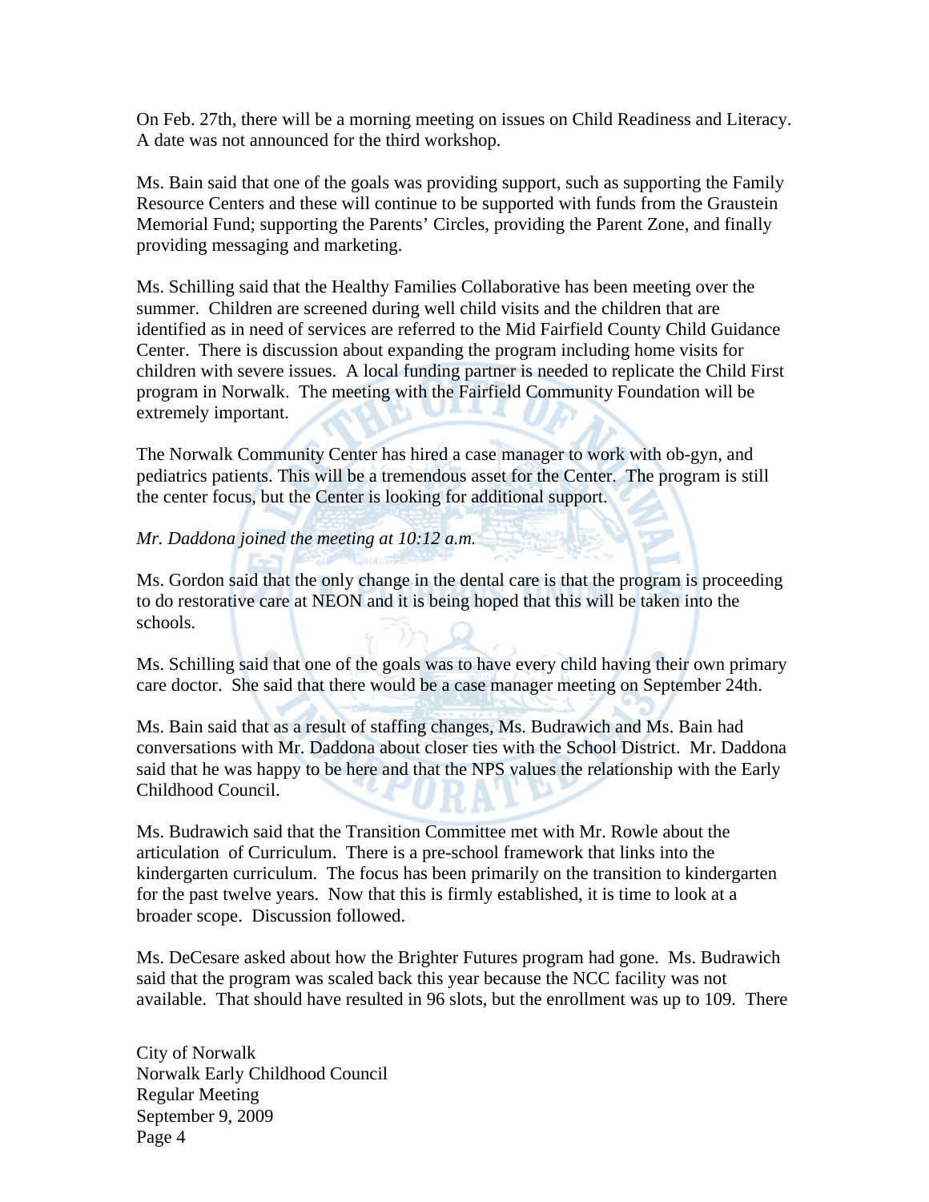On Feb. 27th, there will be a morning meeting on issues on Child Readiness and Literacy. A date was not announced for the third workshop.

Ms. Bain said that one of the goals was providing support, such as supporting the Family Resource Centers and these will continue to be supported with funds from the Graustein Memorial Fund; supporting the Parents' Circles, providing the Parent Zone, and finally providing messaging and marketing.

Ms. Schilling said that the Healthy Families Collaborative has been meeting over the summer. Children are screened during well child visits and the children that are identified as in need of services are referred to the Mid Fairfield County Child Guidance Center. There is discussion about expanding the program including home visits for children with severe issues. A local funding partner is needed to replicate the Child First program in Norwalk. The meeting with the Fairfield Community Foundation will be extremely important.

The Norwalk Community Center has hired a case manager to work with ob-gyn, and pediatrics patients. This will be a tremendous asset for the Center. The program is still the center focus, but the Center is looking for additional support.

*Mr. Daddona joined the meeting at 10:12 a.m.*

Ms. Gordon said that the only change in the dental care is that the program is proceeding to do restorative care at NEON and it is being hoped that this will be taken into the schools.

Ms. Schilling said that one of the goals was to have every child having their own primary care doctor. She said that there would be a case manager meeting on September 24th.

Ms. Bain said that as a result of staffing changes, Ms. Budrawich and Ms. Bain had conversations with Mr. Daddona about closer ties with the School District. Mr. Daddona said that he was happy to be here and that the NPS values the relationship with the Early Childhood Council.

Ms. Budrawich said that the Transition Committee met with Mr. Rowle about the articulation of Curriculum. There is a pre-school framework that links into the kindergarten curriculum. The focus has been primarily on the transition to kindergarten for the past twelve years. Now that this is firmly established, it is time to look at a broader scope. Discussion followed.

Ms. DeCesare asked about how the Brighter Futures program had gone. Ms. Budrawich said that the program was scaled back this year because the NCC facility was not available. That should have resulted in 96 slots, but the enrollment was up to 109. There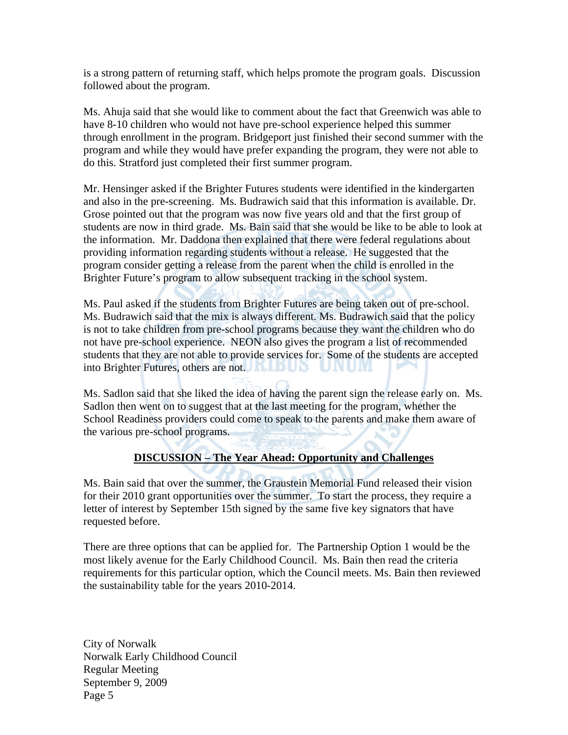is a strong pattern of returning staff, which helps promote the program goals. Discussion followed about the program.

Ms. Ahuja said that she would like to comment about the fact that Greenwich was able to have 8-10 children who would not have pre-school experience helped this summer through enrollment in the program. Bridgeport just finished their second summer with the program and while they would have prefer expanding the program, they were not able to do this. Stratford just completed their first summer program.

Mr. Hensinger asked if the Brighter Futures students were identified in the kindergarten and also in the pre-screening. Ms. Budrawich said that this information is available. Dr. Grose pointed out that the program was now five years old and that the first group of students are now in third grade. Ms. Bain said that she would be like to be able to look at the information. Mr. Daddona then explained that there were federal regulations about providing information regarding students without a release. He suggested that the program consider getting a release from the parent when the child is enrolled in the Brighter Future's program to allow subsequent tracking in the school system.

Ms. Paul asked if the students from Brighter Futures are being taken out of pre-school. Ms. Budrawich said that the mix is always different. Ms. Budrawich said that the policy is not to take children from pre-school programs because they want the children who do not have pre-school experience. NEON also gives the program a list of recommended students that they are not able to provide services for. Some of the students are accepted into Brighter Futures, others are not.

Ms. Sadlon said that she liked the idea of having the parent sign the release early on. Ms. Sadlon then went on to suggest that at the last meeting for the program, whether the School Readiness providers could come to speak to the parents and make them aware of the various pre-school programs.

## DISCUSSION – The Year Ahead: Opportunity and Challenges

Ms. Bain said that over the summer, the Graustein Memorial Fund released their vision for their 2010 grant opportunities over the summer. To start the process, they require a letter of interest by September 15th signed by the same five key signators that have requested before.

There are three options that can be applied for. The Partnership Option 1 would be the most likely avenue for the Early Childhood Council. Ms. Bain then read the criteria requirements for this particular option, which the Council meets. Ms. Bain then reviewed the sustainability table for the years 2010-2014.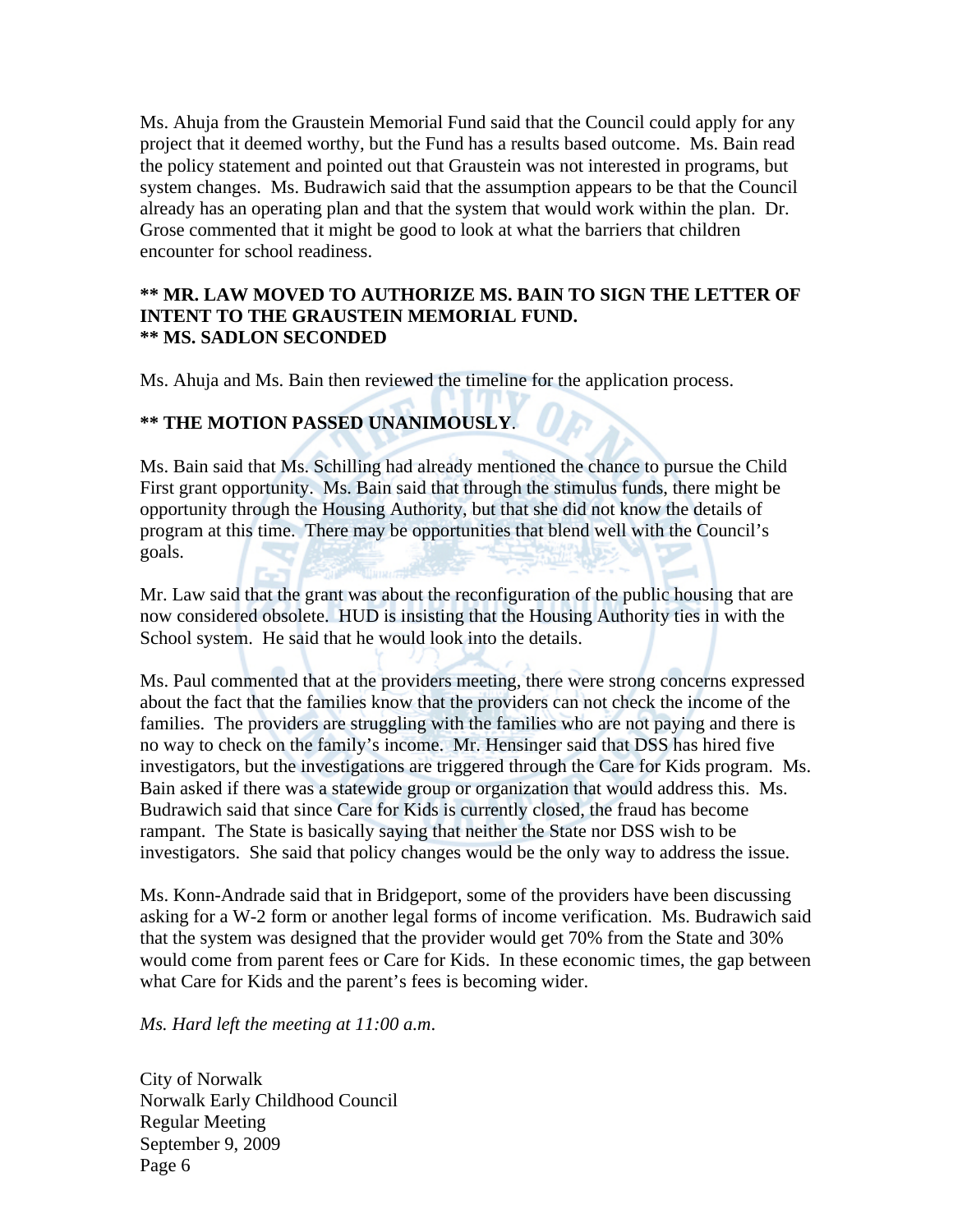Ms. Ahuja from the Graustein Memorial Fund said that the Council could apply for any project that it deemed worthy, but the Fund has a results based outcome. Ms. Bain read the policy statement and pointed out that Graustein was not interested in programs, but system changes. Ms. Budrawich said that the assumption appears to be that the Council already has an operating plan and that the system that would work within the plan. Dr. Grose commented that it might be good to look at what the barriers that children encounter for school readiness.

**\*\* MR. LAW MOVED TO AUTHORIZE MS. BAIN TO SIGN THE LETTER OF INTENT TO THE GRAUSTEIN MEMORIAL FUND.**
**\*\* MS. SADLON SECONDED**

Ms. Ahuja and Ms. Bain then reviewed the timeline for the application process.

**\*\* THE MOTION PASSED UNANIMOUSLY**.

Ms. Bain said that Ms. Schilling had already mentioned the chance to pursue the Child First grant opportunity. Ms. Bain said that through the stimulus funds, there might be opportunity through the Housing Authority, but that she did not know the details of program at this time. There may be opportunities that blend well with the Council's goals.

Mr. Law said that the grant was about the reconfiguration of the public housing that are now considered obsolete. HUD is insisting that the Housing Authority ties in with the School system. He said that he would look into the details.

Ms. Paul commented that at the providers meeting, there were strong concerns expressed about the fact that the families know that the providers can not check the income of the families. The providers are struggling with the families who are not paying and there is no way to check on the family's income. Mr. Hensinger said that DSS has hired five investigators, but the investigations are triggered through the Care for Kids program. Ms. Bain asked if there was a statewide group or organization that would address this. Ms. Budrawich said that since Care for Kids is currently closed, the fraud has become rampant. The State is basically saying that neither the State nor DSS wish to be investigators. She said that policy changes would be the only way to address the issue.

Ms. Konn-Andrade said that in Bridgeport, some of the providers have been discussing asking for a W-2 form or another legal forms of income verification. Ms. Budrawich said that the system was designed that the provider would get 70% from the State and 30% would come from parent fees or Care for Kids. In these economic times, the gap between what Care for Kids and the parent's fees is becoming wider.

*Ms. Hard left the meeting at 11:00 a.m.*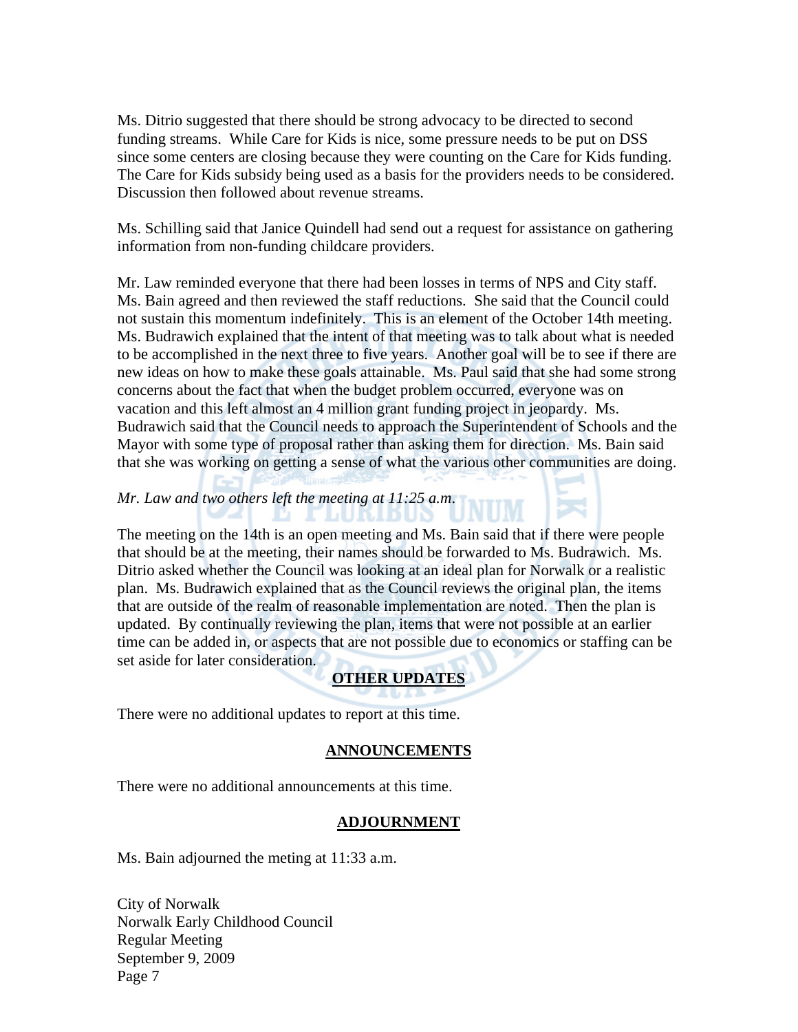Ms. Ditrio suggested that there should be strong advocacy to be directed to second funding streams. While Care for Kids is nice, some pressure needs to be put on DSS since some centers are closing because they were counting on the Care for Kids funding. The Care for Kids subsidy being used as a basis for the providers needs to be considered. Discussion then followed about revenue streams.

Ms. Schilling said that Janice Quindell had send out a request for assistance on gathering information from non-funding childcare providers.

Mr. Law reminded everyone that there had been losses in terms of NPS and City staff. Ms. Bain agreed and then reviewed the staff reductions. She said that the Council could not sustain this momentum indefinitely. This is an element of the October 14th meeting. Ms. Budrawich explained that the intent of that meeting was to talk about what is needed to be accomplished in the next three to five years. Another goal will be to see if there are new ideas on how to make these goals attainable. Ms. Paul said that she had some strong concerns about the fact that when the budget problem occurred, everyone was on vacation and this left almost an 4 million grant funding project in jeopardy. Ms. Budrawich said that the Council needs to approach the Superintendent of Schools and the Mayor with some type of proposal rather than asking them for direction. Ms. Bain said that she was working on getting a sense of what the various other communities are doing.

*Mr. Law and two others left the meeting at 11:25 a.m.*

The meeting on the 14th is an open meeting and Ms. Bain said that if there were people that should be at the meeting, their names should be forwarded to Ms. Budrawich. Ms. Ditrio asked whether the Council was looking at an ideal plan for Norwalk or a realistic plan. Ms. Budrawich explained that as the Council reviews the original plan, the items that are outside of the realm of reasonable implementation are noted. Then the plan is updated. By continually reviewing the plan, items that were not possible at an earlier time can be added in, or aspects that are not possible due to economics or staffing can be set aside for later consideration.

## OTHER UPDATES

There were no additional updates to report at this time.

## ANNOUNCEMENTS

There were no additional announcements at this time.

## ADJOURNMENT

Ms. Bain adjourned the meting at 11:33 a.m.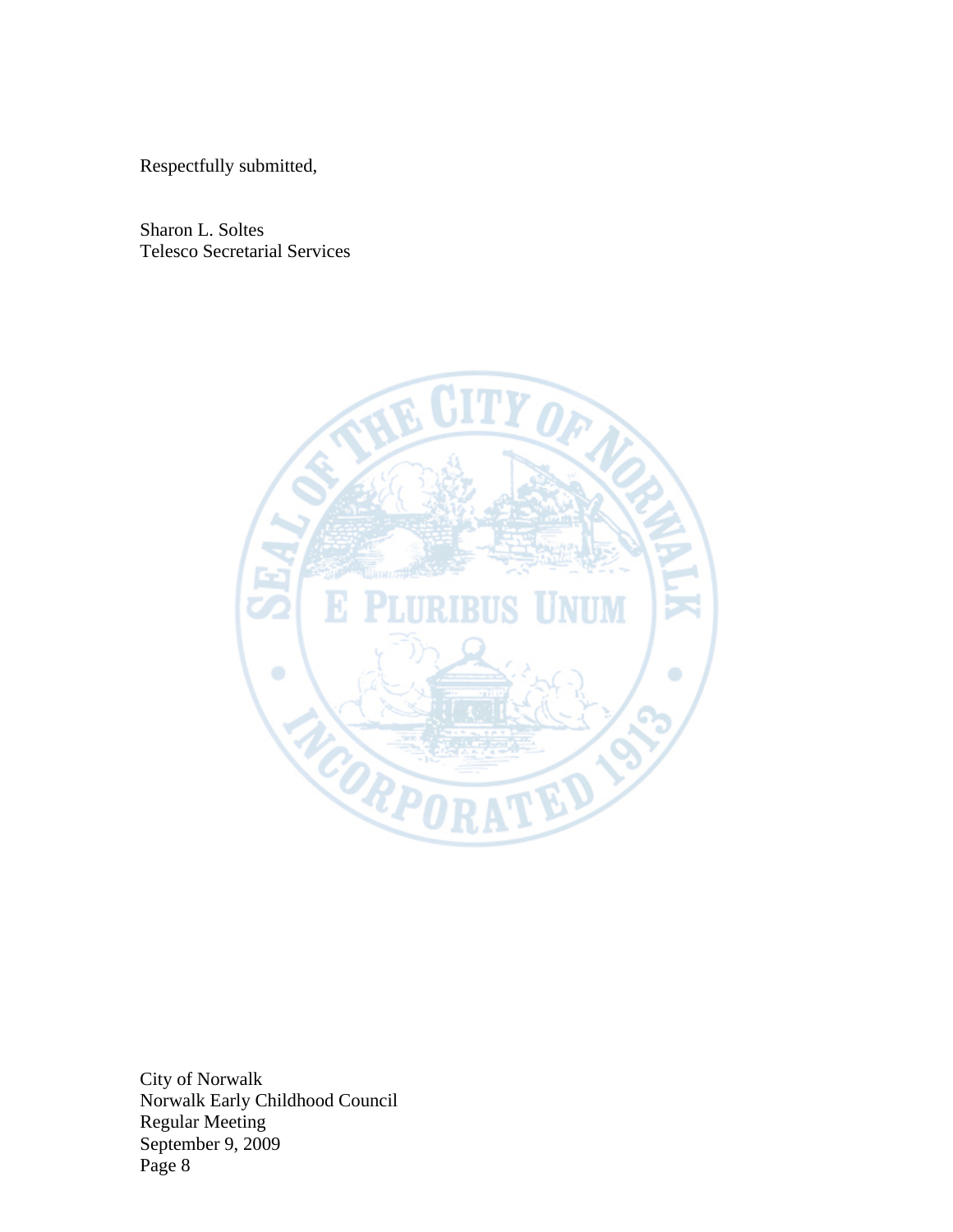Respectfully submitted,

Sharon L. Soltes
Telesco Secretarial Services